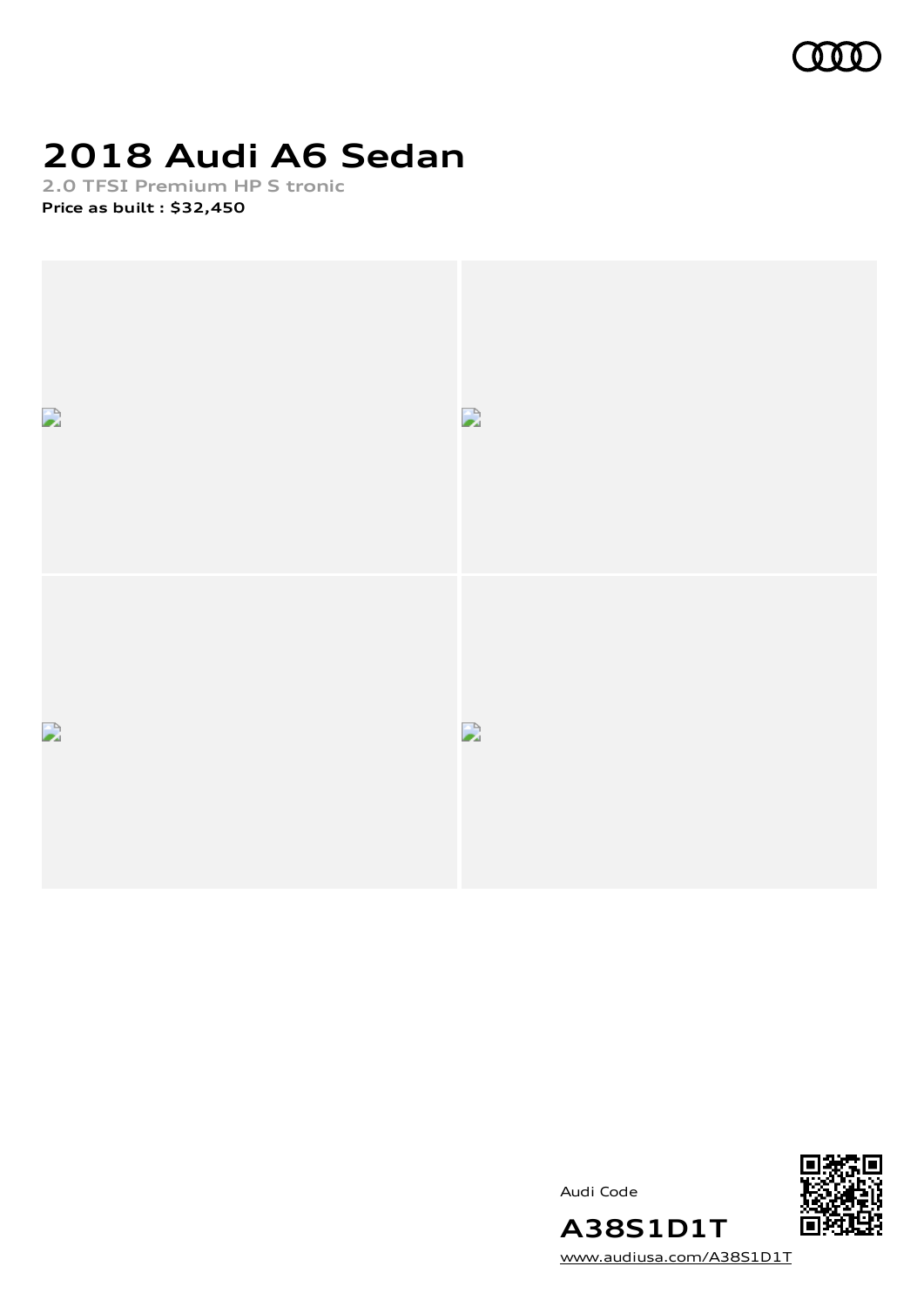# 2018 Audi A6 Sedan

2.0 TFSI Premium HP S tronic

**Price as built : $32,450**

Audi Code

**A38S1D1T**

www.audiusa.com/A38S1D1T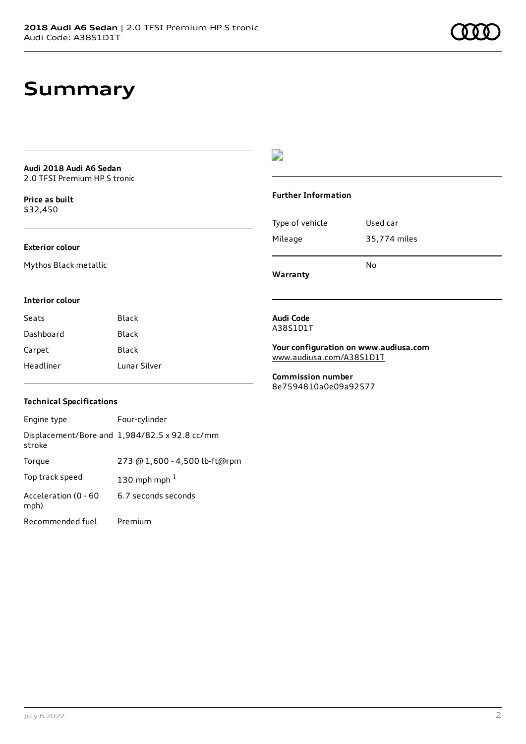# Summary

**Audi 2018 Audi A6 Sedan**
2.0 TFSI Premium HP S tronic

**Price as built**
$32,450

### Exterior colour

Mythos Black metallic

### Interior colour

| | |
|---|---|
| Seats | Black |
| Dashboard | Black |
| Carpet | Black |
| Headliner | Lunar Silver |

### Technical Specifications

| | |
|---|---|
| Engine type | Four-cylinder |
| Displacement/Bore and stroke | 1,984/82.5 x 92.8 cc/mm |
| Torque | 273 @ 1,600 - 4,500 lb-ft@rpm |
| Top track speed | 130 mph mph [1] |
| Acceleration (0 - 60 mph) | 6.7 seconds seconds |
| Recommended fuel | Premium |

### Further Information

| | |
|---|---|
| Type of vehicle | Used car |
| Mileage | 35,774 miles |
| Warranty | No |

**Audi Code**
A38S1D1T

**Your configuration on www.audiusa.com**
www.audiusa.com/A38S1D1T

**Commission number**
8e7594810a0e09a92577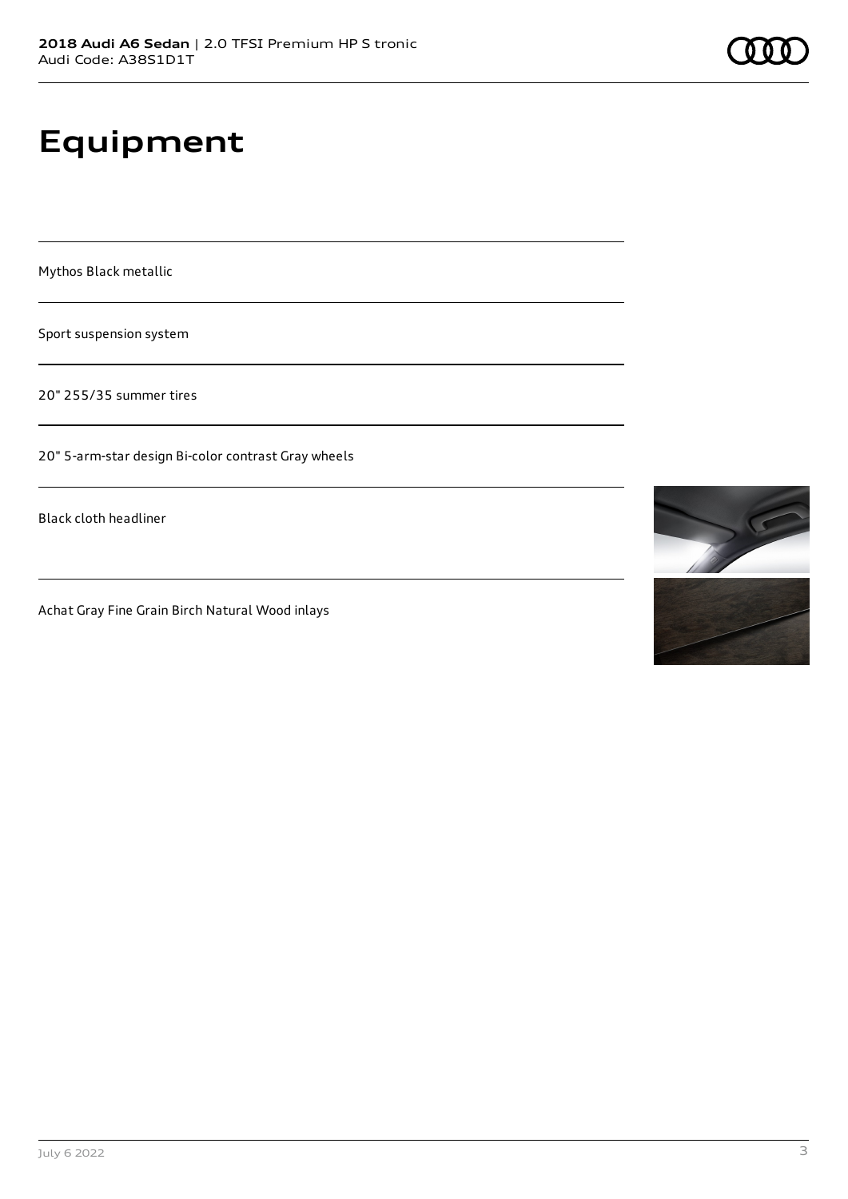# Equipment

Mythos Black metallic

Sport suspension system

20" 255/35 summer tires

20" 5-arm-star design Bi-color contrast Gray wheels

Black cloth headliner

Achat Gray Fine Grain Birch Natural Wood inlays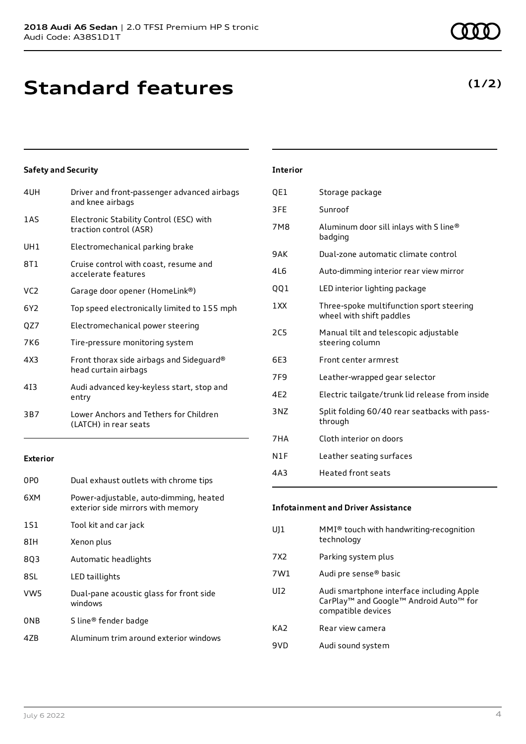# Standard features

**(1/2)**

### Safety and Security

| | |
|---|---|
| 4UH | Driver and front-passenger advanced airbags and knee airbags |
| 1AS | Electronic Stability Control (ESC) with traction control (ASR) |
| UH1 | Electromechanical parking brake |
| 8T1 | Cruise control with coast, resume and accelerate features |
| VC2 | Garage door opener (HomeLink®) |
| 6Y2 | Top speed electronically limited to 155 mph |
| QZ7 | Electromechanical power steering |
| 7K6 | Tire-pressure monitoring system |
| 4X3 | Front thorax side airbags and Sideguard® head curtain airbags |
| 4I3 | Audi advanced key-keyless start, stop and entry |
| 3B7 | Lower Anchors and Tethers for Children (LATCH) in rear seats |

### Exterior

| | |
|---|---|
| 0P0 | Dual exhaust outlets with chrome tips |
| 6XM | Power-adjustable, auto-dimming, heated exterior side mirrors with memory |
| 1S1 | Tool kit and car jack |
| 8IH | Xenon plus |
| 8Q3 | Automatic headlights |
| 8SL | LED taillights |
| VW5 | Dual-pane acoustic glass for front side windows |
| 0NB | S line® fender badge |
| 4ZB | Aluminum trim around exterior windows |

### Interior

| | |
|---|---|
| QE1 | Storage package |
| 3FE | Sunroof |
| 7M8 | Aluminum door sill inlays with S line® badging |
| 9AK | Dual-zone automatic climate control |
| 4L6 | Auto-dimming interior rear view mirror |
| QQ1 | LED interior lighting package |
| 1XX | Three-spoke multifunction sport steering wheel with shift paddles |
| 2C5 | Manual tilt and telescopic adjustable steering column |
| 6E3 | Front center armrest |
| 7F9 | Leather-wrapped gear selector |
| 4E2 | Electric tailgate/trunk lid release from inside |
| 3NZ | Split folding 60/40 rear seatbacks with pass-through |
| 7HA | Cloth interior on doors |
| N1F | Leather seating surfaces |
| 4A3 | Heated front seats |

### Infotainment and Driver Assistance

| | |
|---|---|
| UJ1 | MMI® touch with handwriting-recognition technology |
| 7X2 | Parking system plus |
| 7W1 | Audi pre sense® basic |
| UI2 | Audi smartphone interface including Apple CarPlay™ and Google™ Android Auto™ for compatible devices |
| KA2 | Rear view camera |
| 9VD | Audi sound system |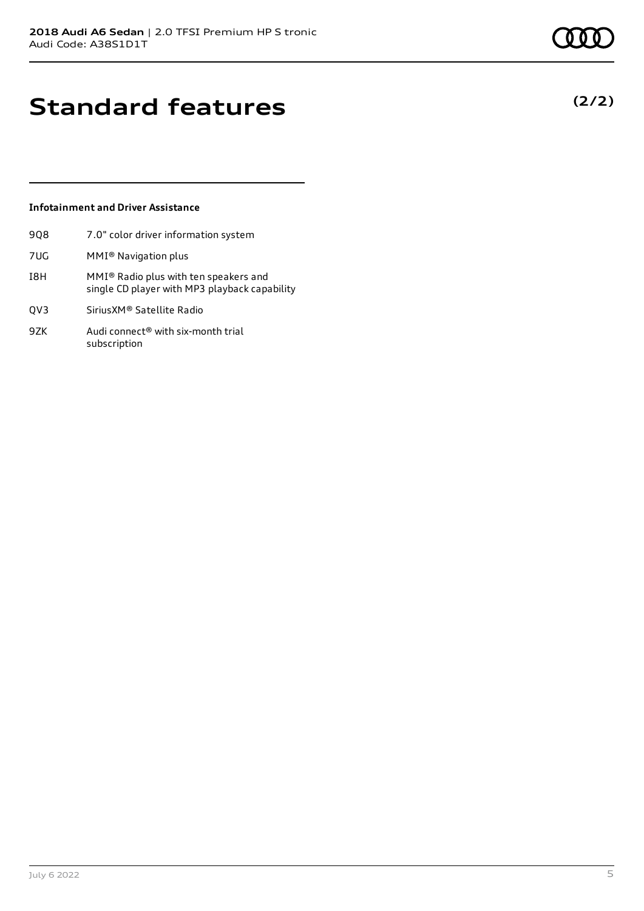# Standard features

**(2/2)**

### Infotainment and Driver Assistance

| | |
|---|---|
| 9Q8 | 7.0" color driver information system |
| 7UG | MMI® Navigation plus |
| I8H | MMI® Radio plus with ten speakers and single CD player with MP3 playback capability |
| QV3 | SiriusXM® Satellite Radio |
| 9ZK | Audi connect® with six-month trial subscription |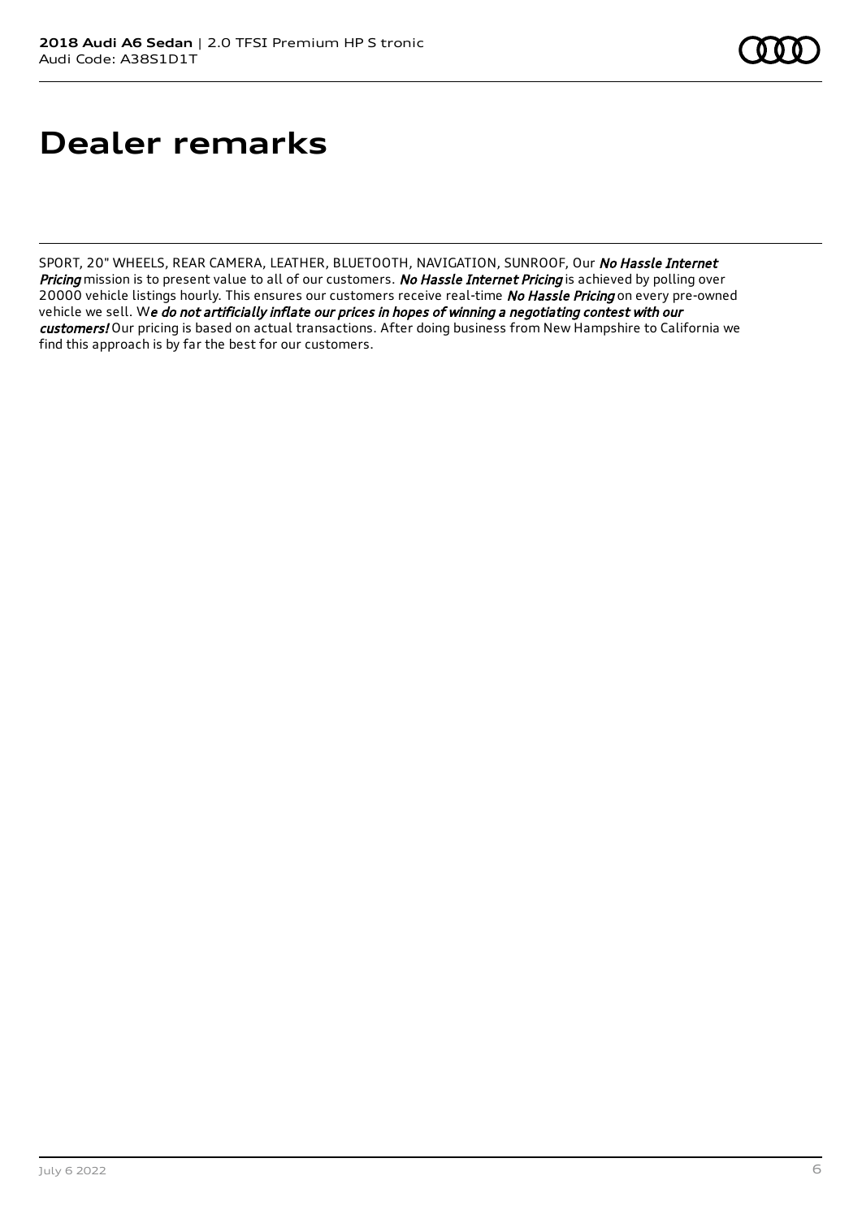# Dealer remarks

SPORT, 20" WHEELS, REAR CAMERA, LEATHER, BLUETOOTH, NAVIGATION, SUNROOF, Our *No Hassle Internet Pricing* mission is to present value to all of our customers. *No Hassle Internet Pricing* is achieved by polling over 20000 vehicle listings hourly. This ensures our customers receive real-time *No Hassle Pricing* on every pre-owned vehicle we sell. W*e do not artificially inflate our prices in hopes of winning a negotiating contest with our customers!* Our pricing is based on actual transactions. After doing business from New Hampshire to California we find this approach is by far the best for our customers.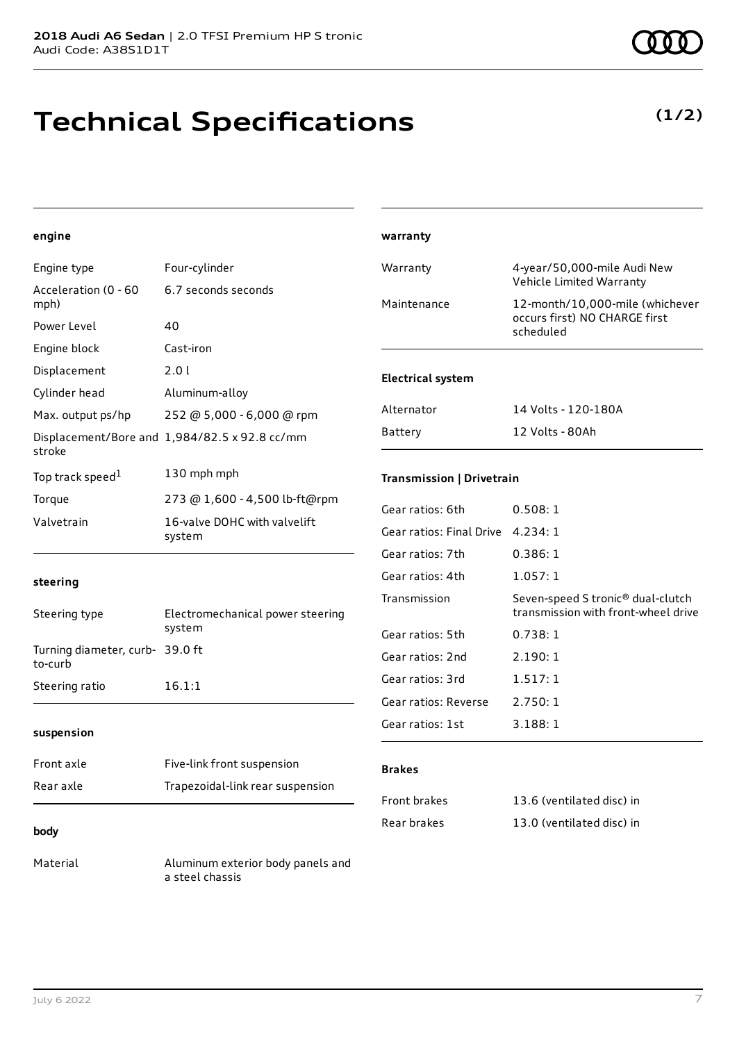**2018 Audi A6 Sedan** | 2.0 TFSI Premium HP S tronic
Audi Code: A38S1D1T

# Technical Specifications

**(1/2)**

## engine

| | |
|---|---|
| Engine type | Four-cylinder |
| Acceleration (0 - 60 mph) | 6.7 seconds seconds |
| Power Level | 40 |
| Engine block | Cast-iron |
| Displacement | 2.0 l |
| Cylinder head | Aluminum-alloy |
| Max. output ps/hp | 252 @ 5,000 - 6,000 @ rpm |
| Displacement/Bore and stroke | 1,984/82.5 x 92.8 cc/mm |
| Top track speed[1] | 130 mph mph |
| Torque | 273 @ 1,600 - 4,500 lb-ft@rpm |
| Valvetrain | 16-valve DOHC with valvelift system |

## steering

| | |
|---|---|
| Steering type | Electromechanical power steering system |
| Turning diameter, curb-to-curb | 39.0 ft |
| Steering ratio | 16.1:1 |

## suspension

| | |
|---|---|
| Front axle | Five-link front suspension |
| Rear axle | Trapezoidal-link rear suspension |

## body

| | |
|---|---|
| Material | Aluminum exterior body panels and a steel chassis |

## warranty

| | |
|---|---|
| Warranty | 4-year/50,000-mile Audi New Vehicle Limited Warranty |
| Maintenance | 12-month/10,000-mile (whichever occurs first) NO CHARGE first scheduled |

## Electrical system

| | |
|---|---|
| Alternator | 14 Volts - 120-180A |
| Battery | 12 Volts - 80Ah |

## Transmission | Drivetrain

| | |
|---|---|
| Gear ratios: 6th | 0.508: 1 |
| Gear ratios: Final Drive | 4.234: 1 |
| Gear ratios: 7th | 0.386: 1 |
| Gear ratios: 4th | 1.057: 1 |
| Transmission | Seven-speed S tronic® dual-clutch transmission with front-wheel drive |
| Gear ratios: 5th | 0.738: 1 |
| Gear ratios: 2nd | 2.190: 1 |
| Gear ratios: 3rd | 1.517: 1 |
| Gear ratios: Reverse | 2.750: 1 |
| Gear ratios: 1st | 3.188: 1 |

## Brakes

| | |
|---|---|
| Front brakes | 13.6 (ventilated disc) in |
| Rear brakes | 13.0 (ventilated disc) in |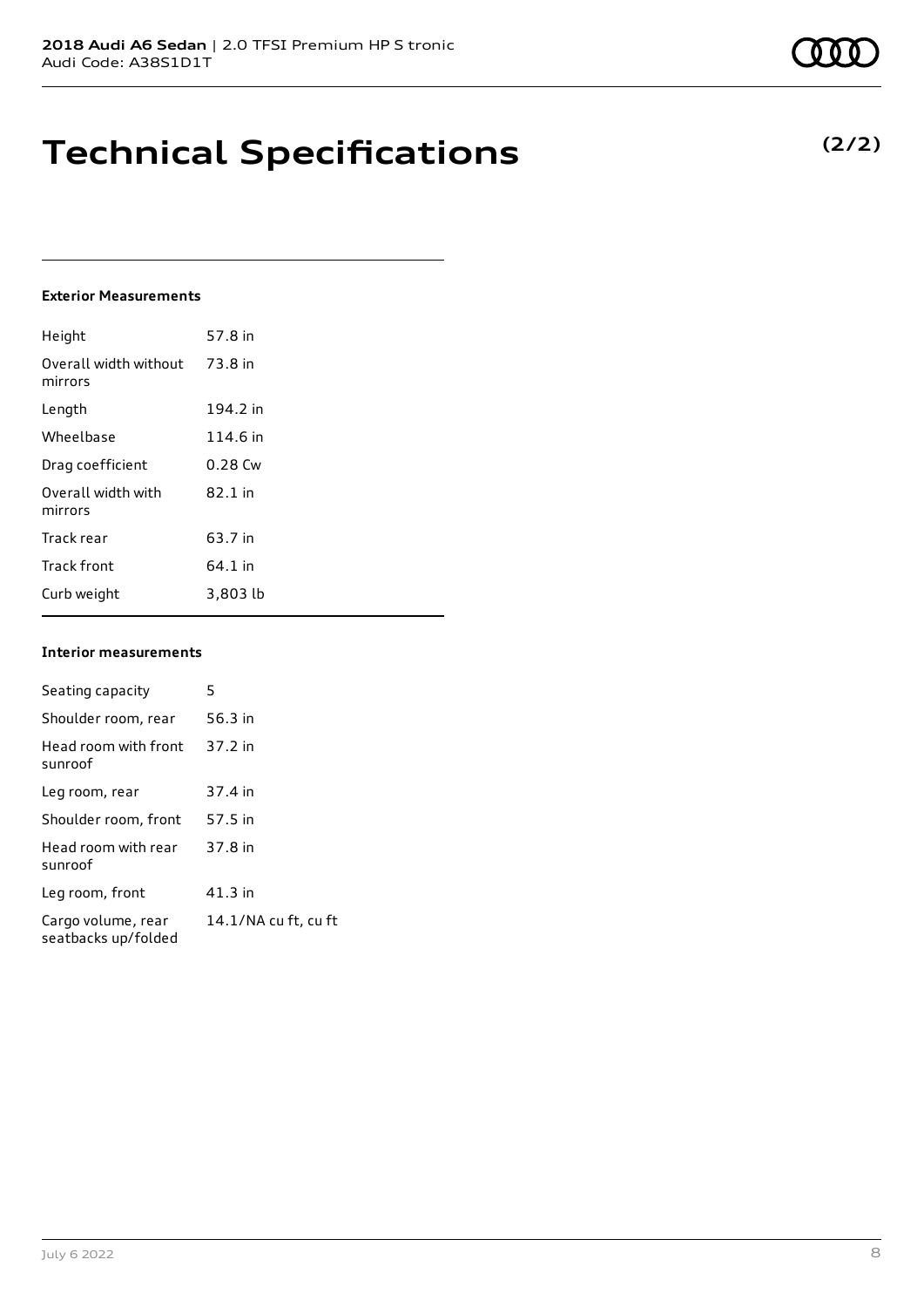# Technical Specifications

**(2/2)**

### Exterior Measurements

| | |
|---|---|
| Height | 57.8 in |
| Overall width without mirrors | 73.8 in |
| Length | 194.2 in |
| Wheelbase | 114.6 in |
| Drag coefficient | 0.28 Cw |
| Overall width with mirrors | 82.1 in |
| Track rear | 63.7 in |
| Track front | 64.1 in |
| Curb weight | 3,803 lb |

### Interior measurements

| | |
|---|---|
| Seating capacity | 5 |
| Shoulder room, rear | 56.3 in |
| Head room with front sunroof | 37.2 in |
| Leg room, rear | 37.4 in |
| Shoulder room, front | 57.5 in |
| Head room with rear sunroof | 37.8 in |
| Leg room, front | 41.3 in |
| Cargo volume, rear seatbacks up/folded | 14.1/NA cu ft, cu ft |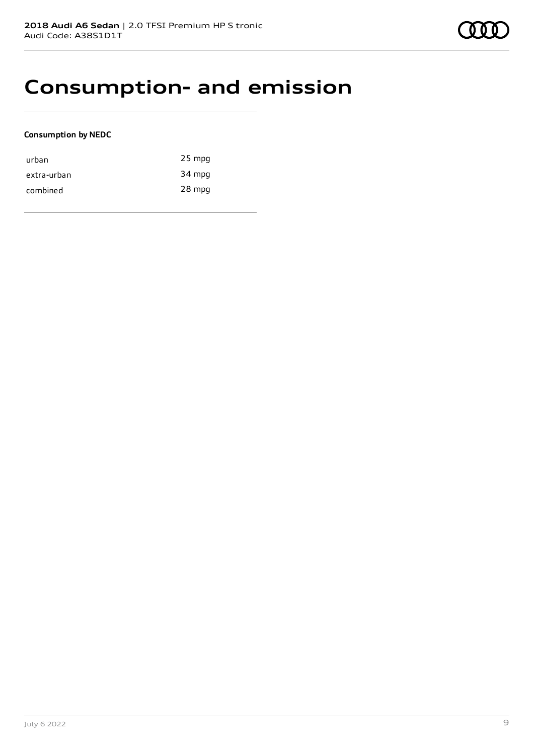# Consumption- and emission

**Consumption by NEDC**

| | |
|---|---|
| urban | 25 mpg |
| extra-urban | 34 mpg |
| combined | 28 mpg |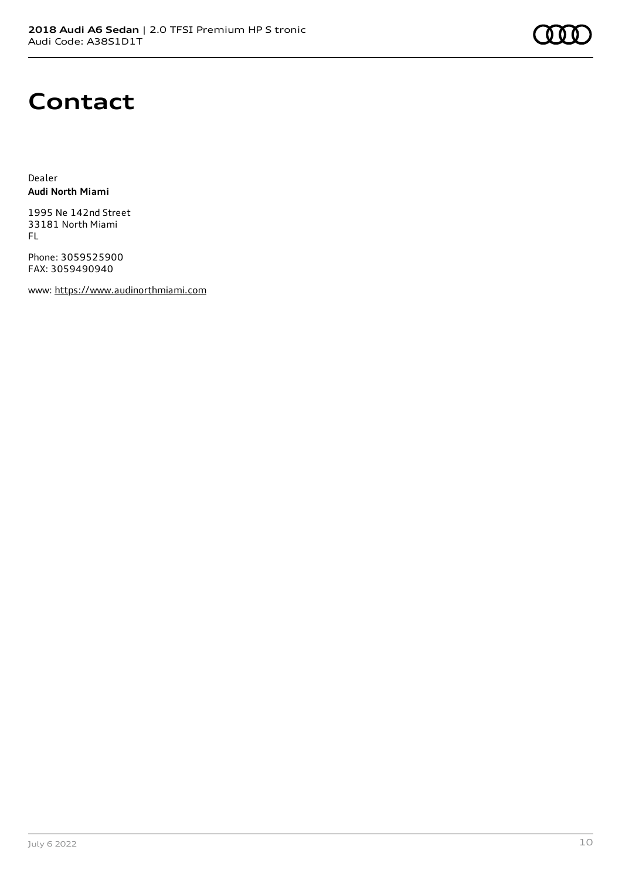# Contact

Dealer
**Audi North Miami**

1995 Ne 142nd Street
33181 North Miami
FL

Phone: 3059525900
FAX: 3059490940

www: https://www.audinorthmiami.com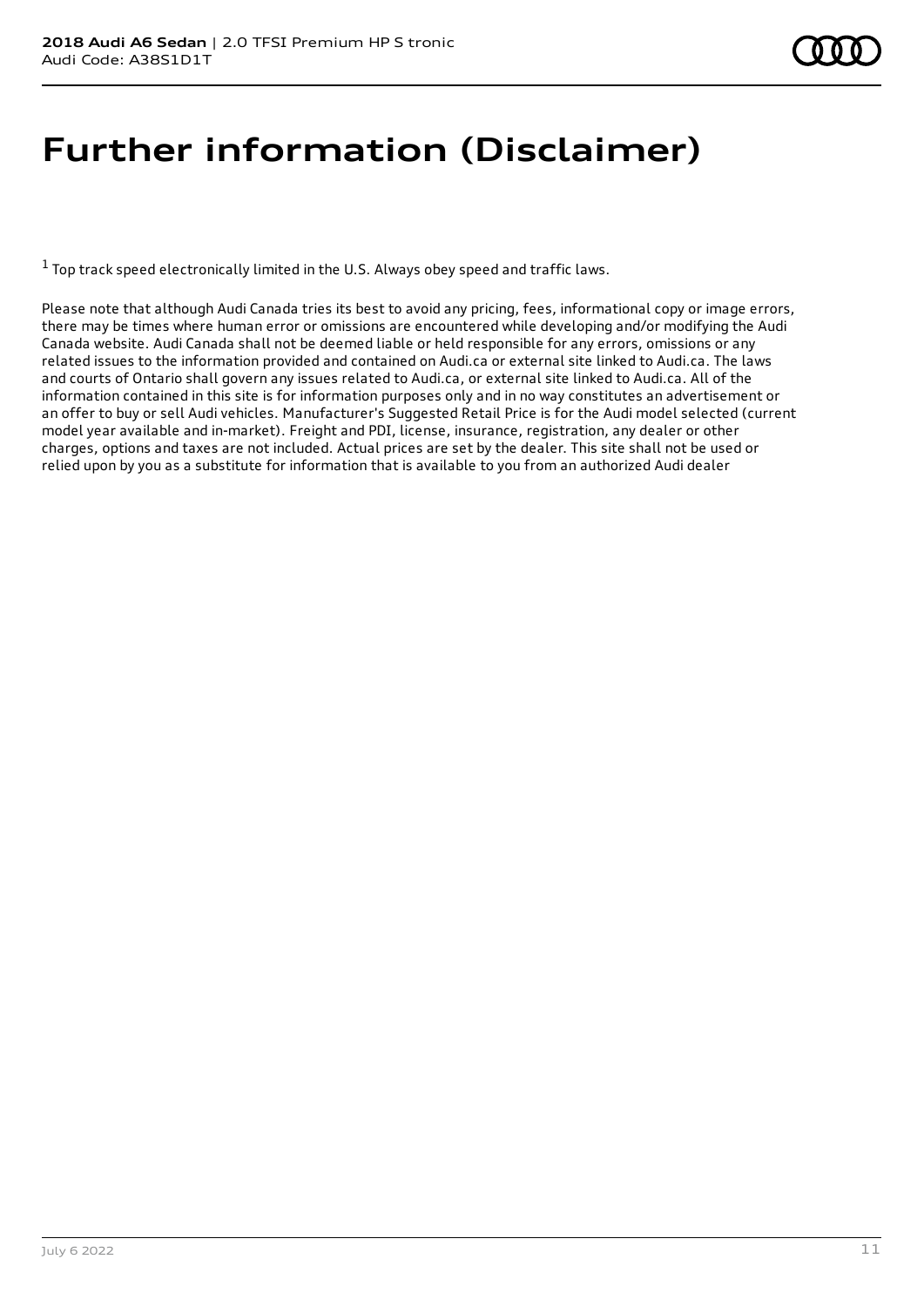# Further information (Disclaimer)

[1] Top track speed electronically limited in the U.S. Always obey speed and traffic laws.

Please note that although Audi Canada tries its best to avoid any pricing, fees, informational copy or image errors, there may be times where human error or omissions are encountered while developing and/or modifying the Audi Canada website. Audi Canada shall not be deemed liable or held responsible for any errors, omissions or any related issues to the information provided and contained on Audi.ca or external site linked to Audi.ca. The laws and courts of Ontario shall govern any issues related to Audi.ca, or external site linked to Audi.ca. All of the information contained in this site is for information purposes only and in no way constitutes an advertisement or an offer to buy or sell Audi vehicles. Manufacturer's Suggested Retail Price is for the Audi model selected (current model year available and in-market). Freight and PDI, license, insurance, registration, any dealer or other charges, options and taxes are not included. Actual prices are set by the dealer. This site shall not be used or relied upon by you as a substitute for information that is available to you from an authorized Audi dealer